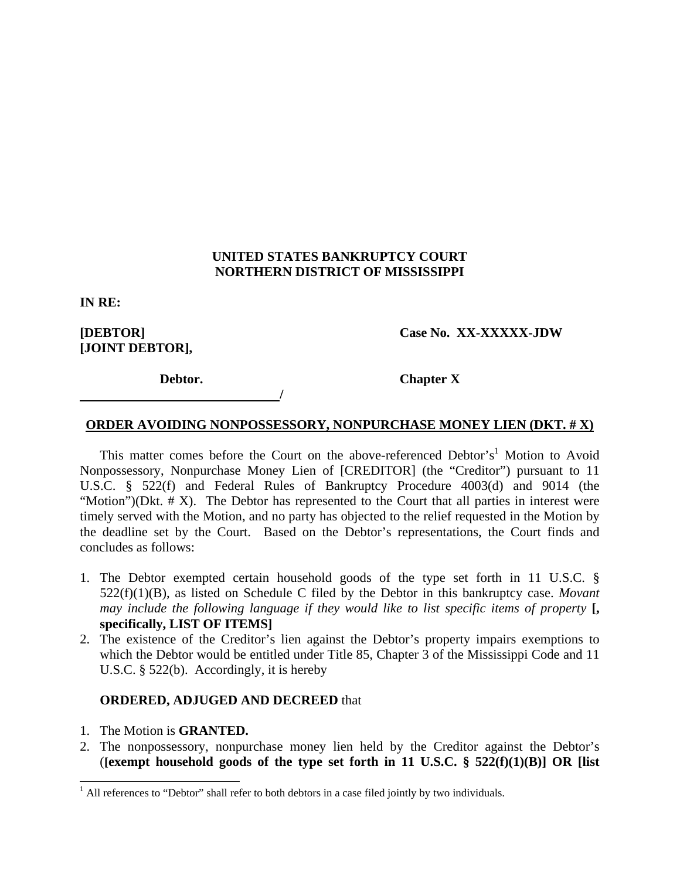**UNITED STATES BANKRUPTCY COURT**
**NORTHERN DISTRICT OF MISSISSIPPI**

**IN RE:**

**[DEBTOR]** **Case No. XX-XXXXX-JDW**
**[JOINT DEBTOR],**

**Debtor.** **Chapter X**

**/**

**ORDER AVOIDING NONPOSSESSORY, NONPURCHASE MONEY LIEN (DKT. # X)**

This matter comes before the Court on the above-referenced Debtor's[1] Motion to Avoid Nonpossessory, Nonpurchase Money Lien of [CREDITOR] (the "Creditor") pursuant to 11 U.S.C. § 522(f) and Federal Rules of Bankruptcy Procedure 4003(d) and 9014 (the "Motion")(Dkt. # X). The Debtor has represented to the Court that all parties in interest were timely served with the Motion, and no party has objected to the relief requested in the Motion by the deadline set by the Court. Based on the Debtor's representations, the Court finds and concludes as follows:

1. The Debtor exempted certain household goods of the type set forth in 11 U.S.C. § 522(f)(1)(B), as listed on Schedule C filed by the Debtor in this bankruptcy case. *Movant may include the following language if they would like to list specific items of property* **[, specifically, LIST OF ITEMS]**
2. The existence of the Creditor's lien against the Debtor's property impairs exemptions to which the Debtor would be entitled under Title 85, Chapter 3 of the Mississippi Code and 11 U.S.C. § 522(b). Accordingly, it is hereby

**ORDERED, ADJUGED AND DECREED** that

1. The Motion is **GRANTED.**
2. The nonpossessory, nonpurchase money lien held by the Creditor against the Debtor's (**[exempt household goods of the type set forth in 11 U.S.C. § 522(f)(1)(B)] OR [list**

[1] All references to "Debtor" shall refer to both debtors in a case filed jointly by two individuals.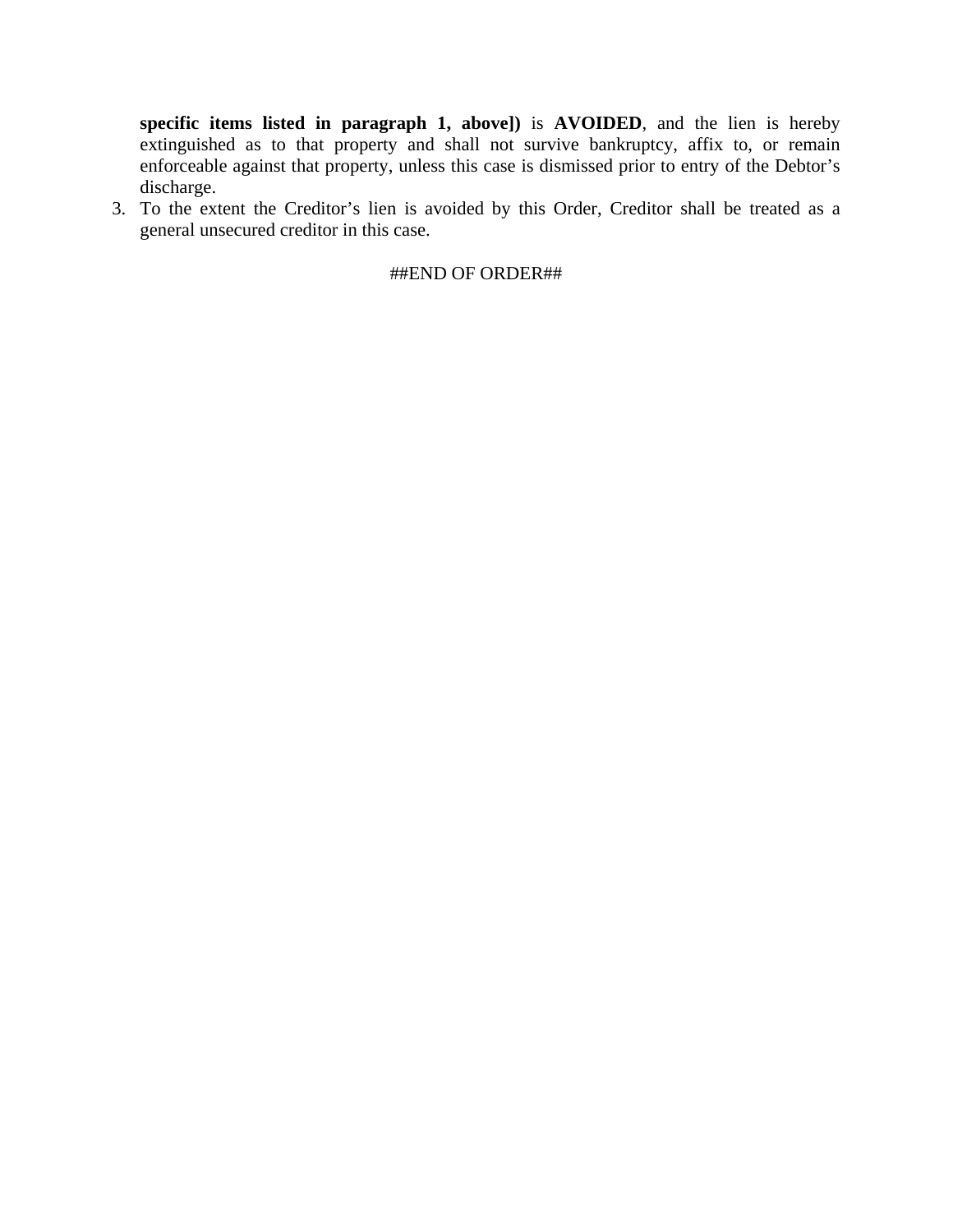**specific items listed in paragraph 1, above])** is **AVOIDED**, and the lien is hereby extinguished as to that property and shall not survive bankruptcy, affix to, or remain enforceable against that property, unless this case is dismissed prior to entry of the Debtor's discharge.

3. To the extent the Creditor's lien is avoided by this Order, Creditor shall be treated as a general unsecured creditor in this case.

##END OF ORDER##